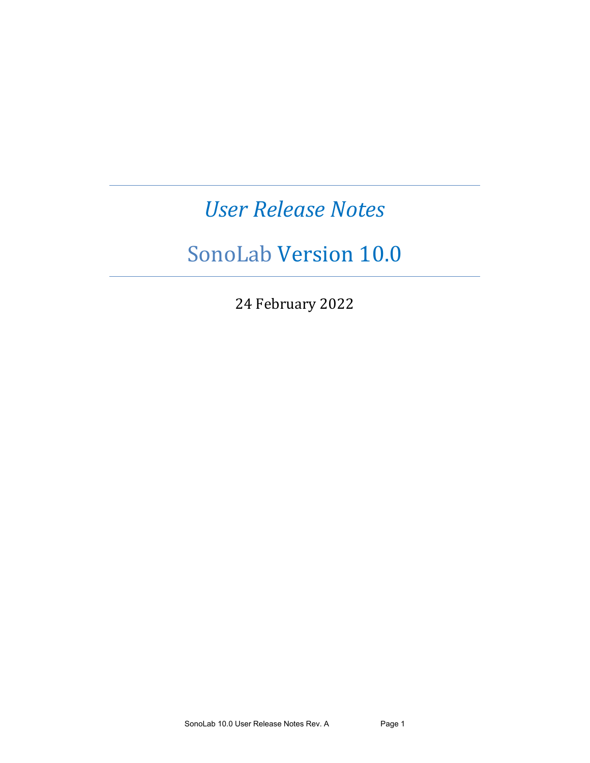# *User Release Notes*

# SonoLab Version 10.0

24 February 2022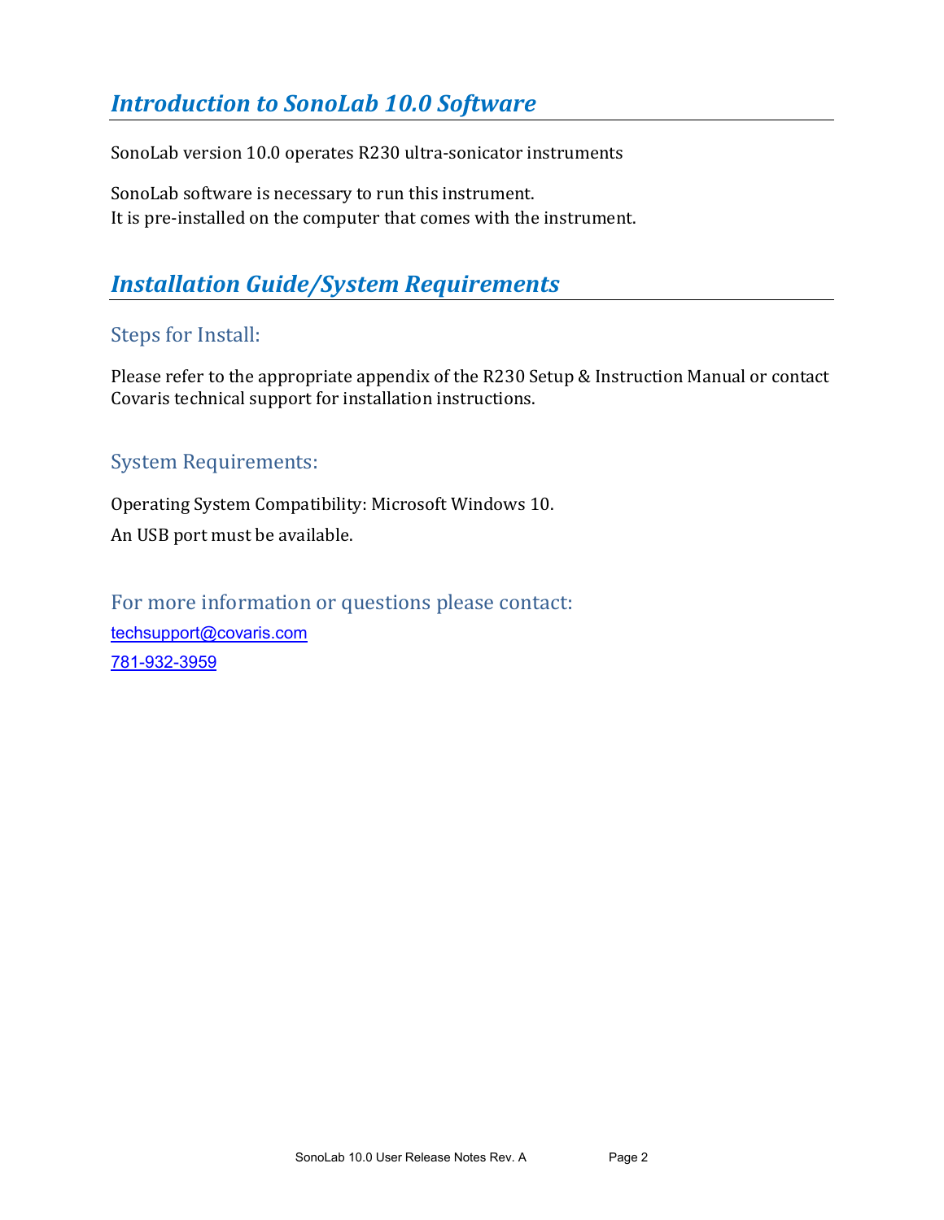## *Introduction to SonoLab 10.0 Software*

SonoLab version 10.0 operates R230 ultra-sonicator instruments

SonoLab software is necessary to run this instrument.
It is pre-installed on the computer that comes with the instrument.

## *Installation Guide/System Requirements*

### Steps for Install:

Please refer to the appropriate appendix of the R230 Setup & Instruction Manual or contact Covaris technical support for installation instructions.

### System Requirements:

Operating System Compatibility: Microsoft Windows 10.

An USB port must be available.

### For more information or questions please contact:

techsupport@covaris.com

781-932-3959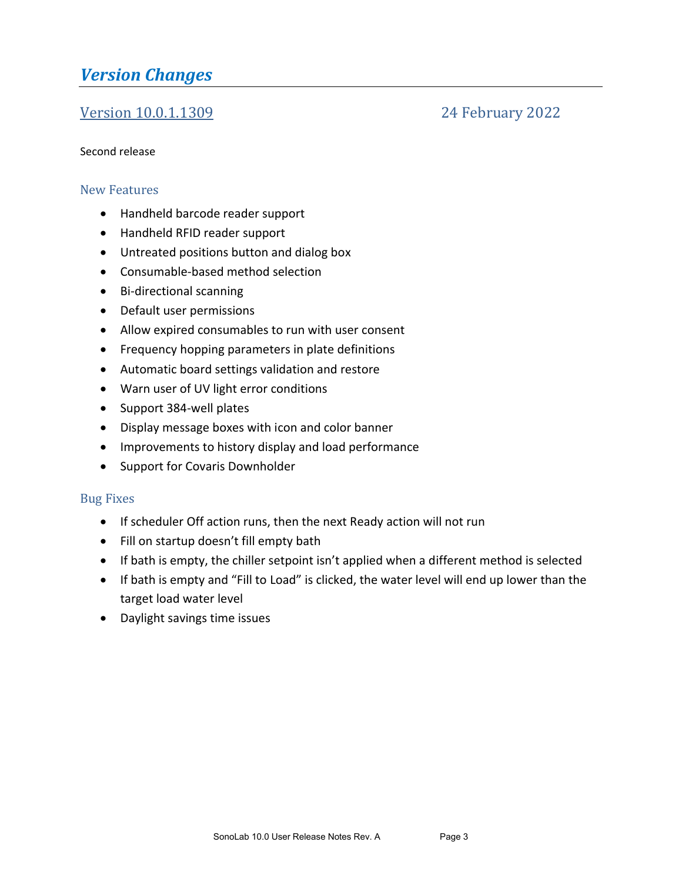# *Version Changes*

## Version 10.0.1.1309 24 February 2022

Second release

### New Features

- Handheld barcode reader support
- Handheld RFID reader support
- Untreated positions button and dialog box
- Consumable-based method selection
- Bi-directional scanning
- Default user permissions
- Allow expired consumables to run with user consent
- Frequency hopping parameters in plate definitions
- Automatic board settings validation and restore
- Warn user of UV light error conditions
- Support 384-well plates
- Display message boxes with icon and color banner
- Improvements to history display and load performance
- Support for Covaris Downholder

### Bug Fixes

- If scheduler Off action runs, then the next Ready action will not run
- Fill on startup doesn't fill empty bath
- If bath is empty, the chiller setpoint isn't applied when a different method is selected
- If bath is empty and "Fill to Load" is clicked, the water level will end up lower than the target load water level
- Daylight savings time issues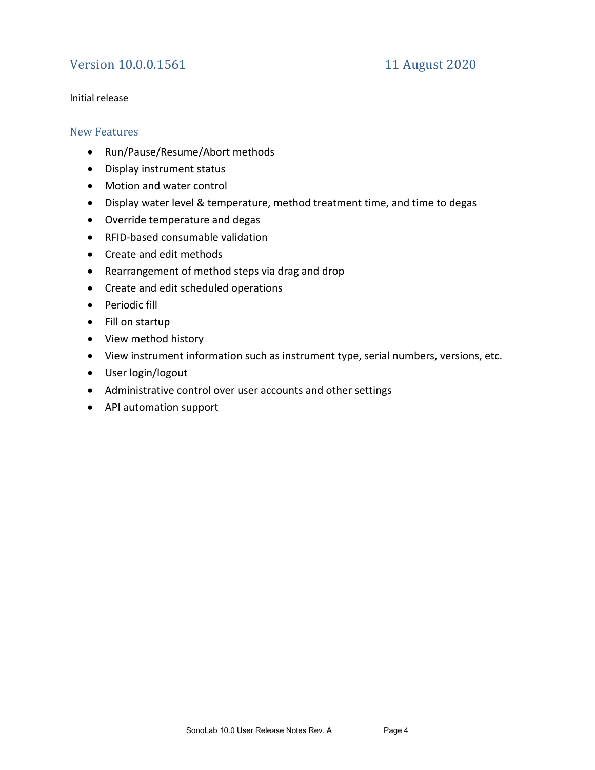## Version 10.0.0.1561 11 August 2020

Initial release

### New Features

- Run/Pause/Resume/Abort methods
- Display instrument status
- Motion and water control
- Display water level & temperature, method treatment time, and time to degas
- Override temperature and degas
- RFID-based consumable validation
- Create and edit methods
- Rearrangement of method steps via drag and drop
- Create and edit scheduled operations
- Periodic fill
- Fill on startup
- View method history
- View instrument information such as instrument type, serial numbers, versions, etc.
- User login/logout
- Administrative control over user accounts and other settings
- API automation support